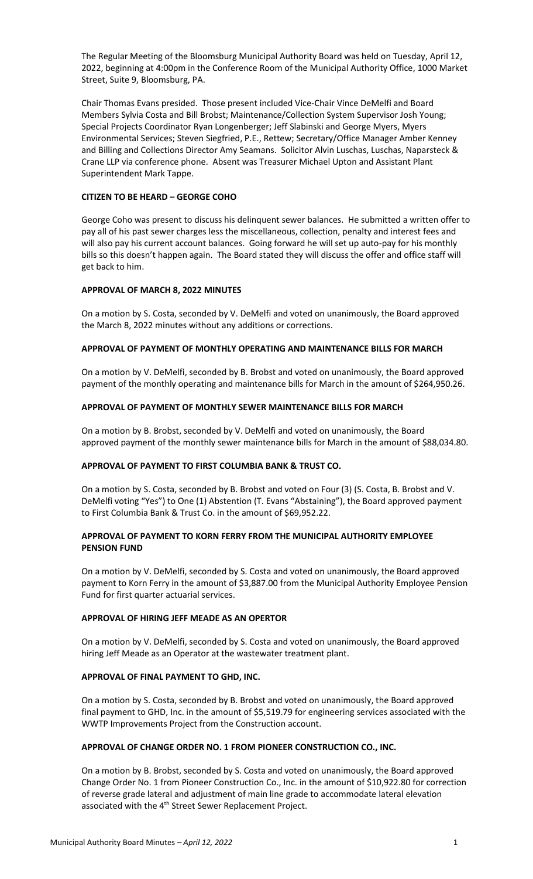The Regular Meeting of the Bloomsburg Municipal Authority Board was held on Tuesday, April 12, 2022, beginning at 4:00pm in the Conference Room of the Municipal Authority Office, 1000 Market Street, Suite 9, Bloomsburg, PA.

Chair Thomas Evans presided. Those present included Vice-Chair Vince DeMelfi and Board Members Sylvia Costa and Bill Brobst; Maintenance/Collection System Supervisor Josh Young; Special Projects Coordinator Ryan Longenberger; Jeff Slabinski and George Myers, Myers Environmental Services; Steven Siegfried, P.E., Rettew; Secretary/Office Manager Amber Kenney and Billing and Collections Director Amy Seamans. Solicitor Alvin Luschas, Luschas, Naparsteck & Crane LLP via conference phone. Absent was Treasurer Michael Upton and Assistant Plant Superintendent Mark Tappe.

**CITIZEN TO BE HEARD – GEORGE COHO**

George Coho was present to discuss his delinquent sewer balances. He submitted a written offer to pay all of his past sewer charges less the miscellaneous, collection, penalty and interest fees and will also pay his current account balances. Going forward he will set up auto-pay for his monthly bills so this doesn't happen again. The Board stated they will discuss the offer and office staff will get back to him.

**APPROVAL OF MARCH 8, 2022 MINUTES**

On a motion by S. Costa, seconded by V. DeMelfi and voted on unanimously, the Board approved the March 8, 2022 minutes without any additions or corrections.

**APPROVAL OF PAYMENT OF MONTHLY OPERATING AND MAINTENANCE BILLS FOR MARCH**

On a motion by V. DeMelfi, seconded by B. Brobst and voted on unanimously, the Board approved payment of the monthly operating and maintenance bills for March in the amount of $264,950.26.

**APPROVAL OF PAYMENT OF MONTHLY SEWER MAINTENANCE BILLS FOR MARCH**

On a motion by B. Brobst, seconded by V. DeMelfi and voted on unanimously, the Board approved payment of the monthly sewer maintenance bills for March in the amount of $88,034.80.

**APPROVAL OF PAYMENT TO FIRST COLUMBIA BANK & TRUST CO.**

On a motion by S. Costa, seconded by B. Brobst and voted on Four (3) (S. Costa, B. Brobst and V. DeMelfi voting "Yes") to One (1) Abstention (T. Evans "Abstaining"), the Board approved payment to First Columbia Bank & Trust Co. in the amount of $69,952.22.

**APPROVAL OF PAYMENT TO KORN FERRY FROM THE MUNICIPAL AUTHORITY EMPLOYEE PENSION FUND**

On a motion by V. DeMelfi, seconded by S. Costa and voted on unanimously, the Board approved payment to Korn Ferry in the amount of $3,887.00 from the Municipal Authority Employee Pension Fund for first quarter actuarial services.

**APPROVAL OF HIRING JEFF MEADE AS AN OPERTOR**

On a motion by V. DeMelfi, seconded by S. Costa and voted on unanimously, the Board approved hiring Jeff Meade as an Operator at the wastewater treatment plant.

**APPROVAL OF FINAL PAYMENT TO GHD, INC.**

On a motion by S. Costa, seconded by B. Brobst and voted on unanimously, the Board approved final payment to GHD, Inc. in the amount of $5,519.79 for engineering services associated with the WWTP Improvements Project from the Construction account.

**APPROVAL OF CHANGE ORDER NO. 1 FROM PIONEER CONSTRUCTION CO., INC.**

On a motion by B. Brobst, seconded by S. Costa and voted on unanimously, the Board approved Change Order No. 1 from Pioneer Construction Co., Inc. in the amount of $10,922.80 for correction of reverse grade lateral and adjustment of main line grade to accommodate lateral elevation associated with the 4th Street Sewer Replacement Project.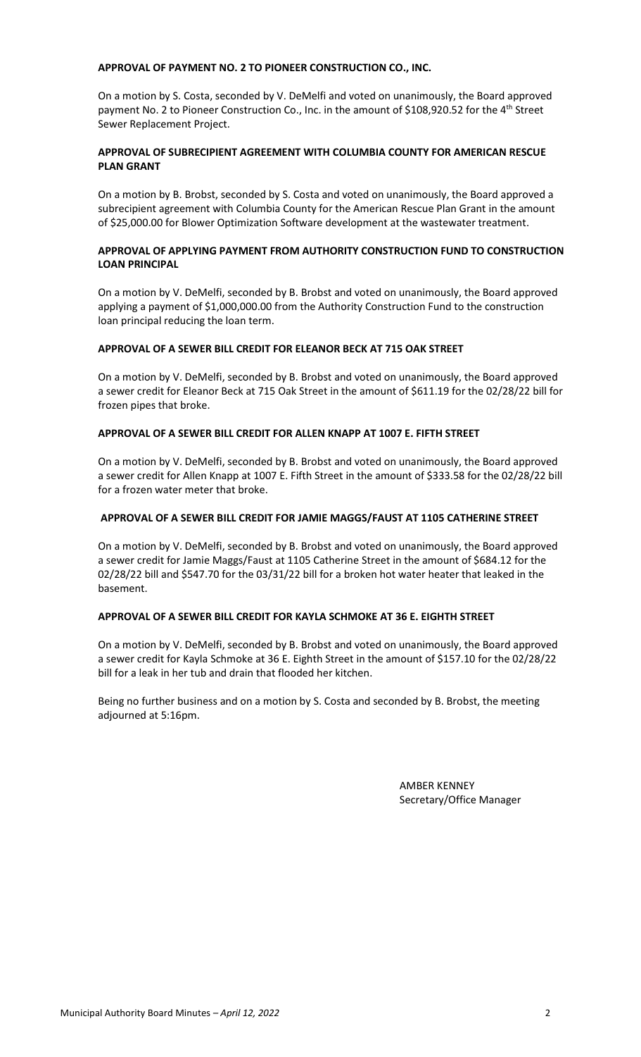### APPROVAL OF PAYMENT NO. 2 TO PIONEER CONSTRUCTION CO., INC.

On a motion by S. Costa, seconded by V. DeMelfi and voted on unanimously, the Board approved payment No. 2 to Pioneer Construction Co., Inc. in the amount of $108,920.52 for the 4th Street Sewer Replacement Project.

### APPROVAL OF SUBRECIPIENT AGREEMENT WITH COLUMBIA COUNTY FOR AMERICAN RESCUE PLAN GRANT

On a motion by B. Brobst, seconded by S. Costa and voted on unanimously, the Board approved a subrecipient agreement with Columbia County for the American Rescue Plan Grant in the amount of $25,000.00 for Blower Optimization Software development at the wastewater treatment.

### APPROVAL OF APPLYING PAYMENT FROM AUTHORITY CONSTRUCTION FUND TO CONSTRUCTION LOAN PRINCIPAL

On a motion by V. DeMelfi, seconded by B. Brobst and voted on unanimously, the Board approved applying a payment of $1,000,000.00 from the Authority Construction Fund to the construction loan principal reducing the loan term.

### APPROVAL OF A SEWER BILL CREDIT FOR ELEANOR BECK AT 715 OAK STREET

On a motion by V. DeMelfi, seconded by B. Brobst and voted on unanimously, the Board approved a sewer credit for Eleanor Beck at 715 Oak Street in the amount of $611.19 for the 02/28/22 bill for frozen pipes that broke.

### APPROVAL OF A SEWER BILL CREDIT FOR ALLEN KNAPP AT 1007 E. FIFTH STREET

On a motion by V. DeMelfi, seconded by B. Brobst and voted on unanimously, the Board approved a sewer credit for Allen Knapp at 1007 E. Fifth Street in the amount of $333.58 for the 02/28/22 bill for a frozen water meter that broke.

### APPROVAL OF A SEWER BILL CREDIT FOR JAMIE MAGGS/FAUST AT 1105 CATHERINE STREET

On a motion by V. DeMelfi, seconded by B. Brobst and voted on unanimously, the Board approved a sewer credit for Jamie Maggs/Faust at 1105 Catherine Street in the amount of $684.12 for the 02/28/22 bill and $547.70 for the 03/31/22 bill for a broken hot water heater that leaked in the basement.

### APPROVAL OF A SEWER BILL CREDIT FOR KAYLA SCHMOKE AT 36 E. EIGHTH STREET

On a motion by V. DeMelfi, seconded by B. Brobst and voted on unanimously, the Board approved a sewer credit for Kayla Schmoke at 36 E. Eighth Street in the amount of $157.10 for the 02/28/22 bill for a leak in her tub and drain that flooded her kitchen.

Being no further business and on a motion by S. Costa and seconded by B. Brobst, the meeting adjourned at 5:16pm.

AMBER KENNEY
Secretary/Office Manager